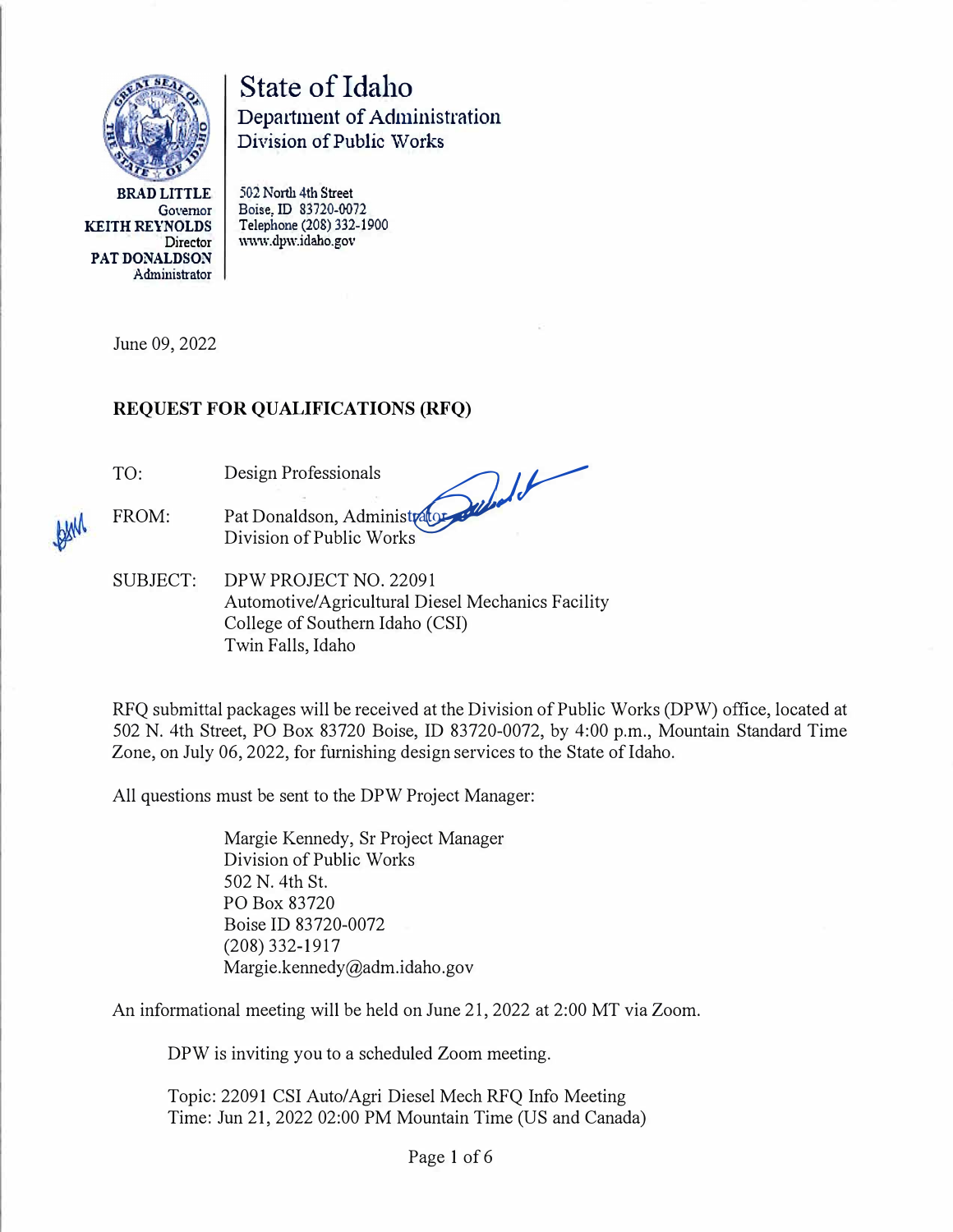BRAD LITTLE
Governor
KEITH REYNOLDS
Director
PAT DONALDSON
Administrator

# State of Idaho

## Department of Administration
## Division of Public Works

502 North 4th Street
Boise, ID 83720-0072
Telephone (208) 332-1900
www.dpw.idaho.gov

June 09, 2022

**REQUEST FOR QUALIFICATIONS (RFQ)**

TO: Design Professionals

FROM: Pat Donaldson, Administrator
Division of Public Works

SUBJECT: DPW PROJECT NO. 22091
Automotive/Agricultural Diesel Mechanics Facility
College of Southern Idaho (CSI)
Twin Falls, Idaho

RFQ submittal packages will be received at the Division of Public Works (DPW) office, located at 502 N. 4th Street, PO Box 83720 Boise, ID 83720-0072, by 4:00 p.m., Mountain Standard Time Zone, on July 06, 2022, for furnishing design services to the State of Idaho.

All questions must be sent to the DPW Project Manager:

Margie Kennedy, Sr Project Manager
Division of Public Works
502 N. 4th St.
PO Box 83720
Boise ID 83720-0072
(208) 332-1917
Margie.kennedy@adm.idaho.gov

An informational meeting will be held on June 21, 2022 at 2:00 MT via Zoom.

DPW is inviting you to a scheduled Zoom meeting.

Topic: 22091 CSI Auto/Agri Diesel Mech RFQ Info Meeting
Time: Jun 21, 2022 02:00 PM Mountain Time (US and Canada)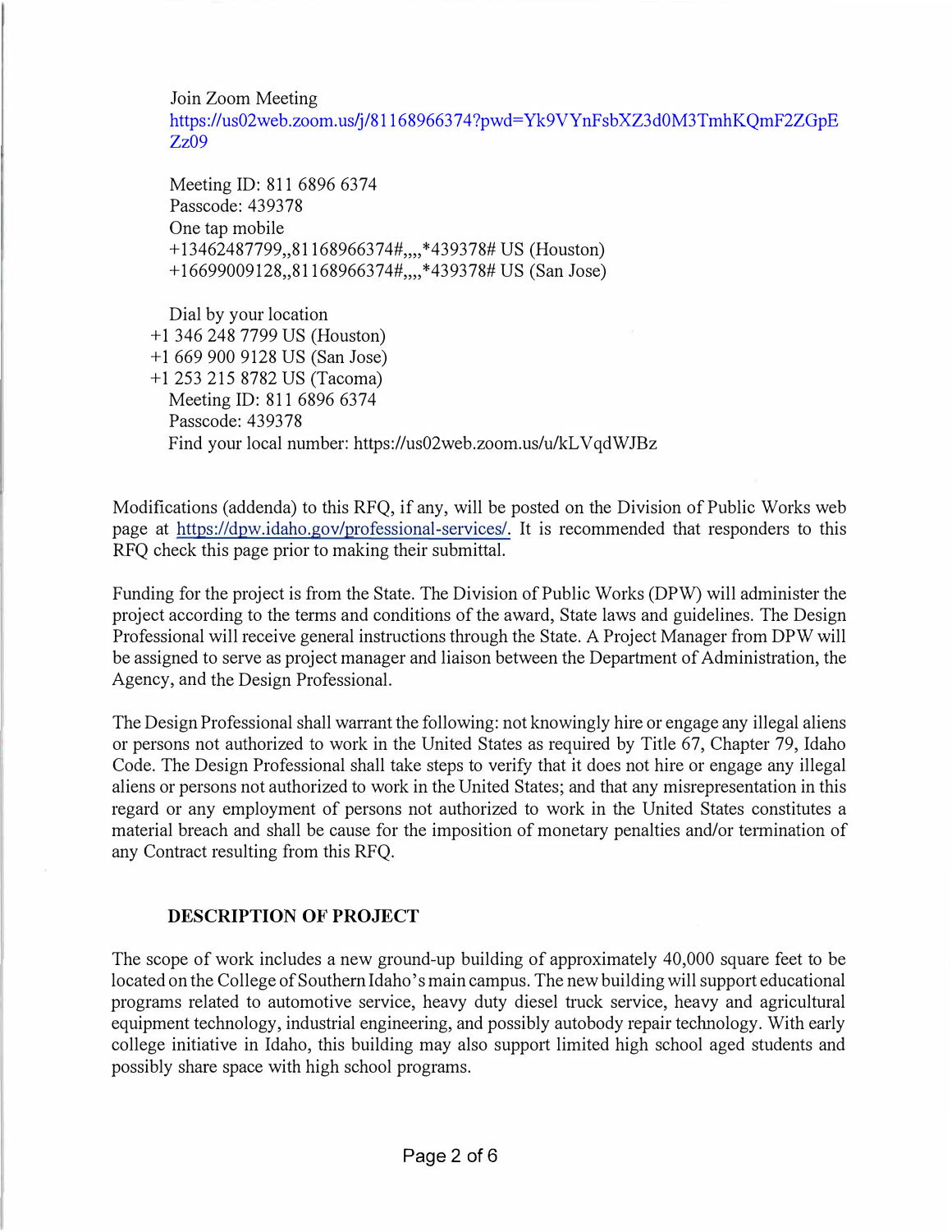Join Zoom Meeting
https://us02web.zoom.us/j/81168966374?pwd=Yk9VYnFsbXZ3d0M3TmhKQmF2ZGpEZz09

Meeting ID: 811 6896 6374
Passcode: 439378
One tap mobile
+13462487799,,81168966374#,,,,*439378# US (Houston)
+16699009128,,81168966374#,,,,*439378# US (San Jose)

Dial by your location
+1 346 248 7799 US (Houston)
+1 669 900 9128 US (San Jose)
+1 253 215 8782 US (Tacoma)
Meeting ID: 811 6896 6374
Passcode: 439378
Find your local number: https://us02web.zoom.us/u/kLVqdWJBz

Modifications (addenda) to this RFQ, if any, will be posted on the Division of Public Works web page at https://dpw.idaho.gov/professional-services/. It is recommended that responders to this RFQ check this page prior to making their submittal.

Funding for the project is from the State. The Division of Public Works (DPW) will administer the project according to the terms and conditions of the award, State laws and guidelines. The Design Professional will receive general instructions through the State. A Project Manager from DPW will be assigned to serve as project manager and liaison between the Department of Administration, the Agency, and the Design Professional.

The Design Professional shall warrant the following: not knowingly hire or engage any illegal aliens or persons not authorized to work in the United States as required by Title 67, Chapter 79, Idaho Code. The Design Professional shall take steps to verify that it does not hire or engage any illegal aliens or persons not authorized to work in the United States; and that any misrepresentation in this regard or any employment of persons not authorized to work in the United States constitutes a material breach and shall be cause for the imposition of monetary penalties and/or termination of any Contract resulting from this RFQ.

**DESCRIPTION OF PROJECT**

The scope of work includes a new ground-up building of approximately 40,000 square feet to be located on the College of Southern Idaho's main campus. The new building will support educational programs related to automotive service, heavy duty diesel truck service, heavy and agricultural equipment technology, industrial engineering, and possibly autobody repair technology. With early college initiative in Idaho, this building may also support limited high school aged students and possibly share space with high school programs.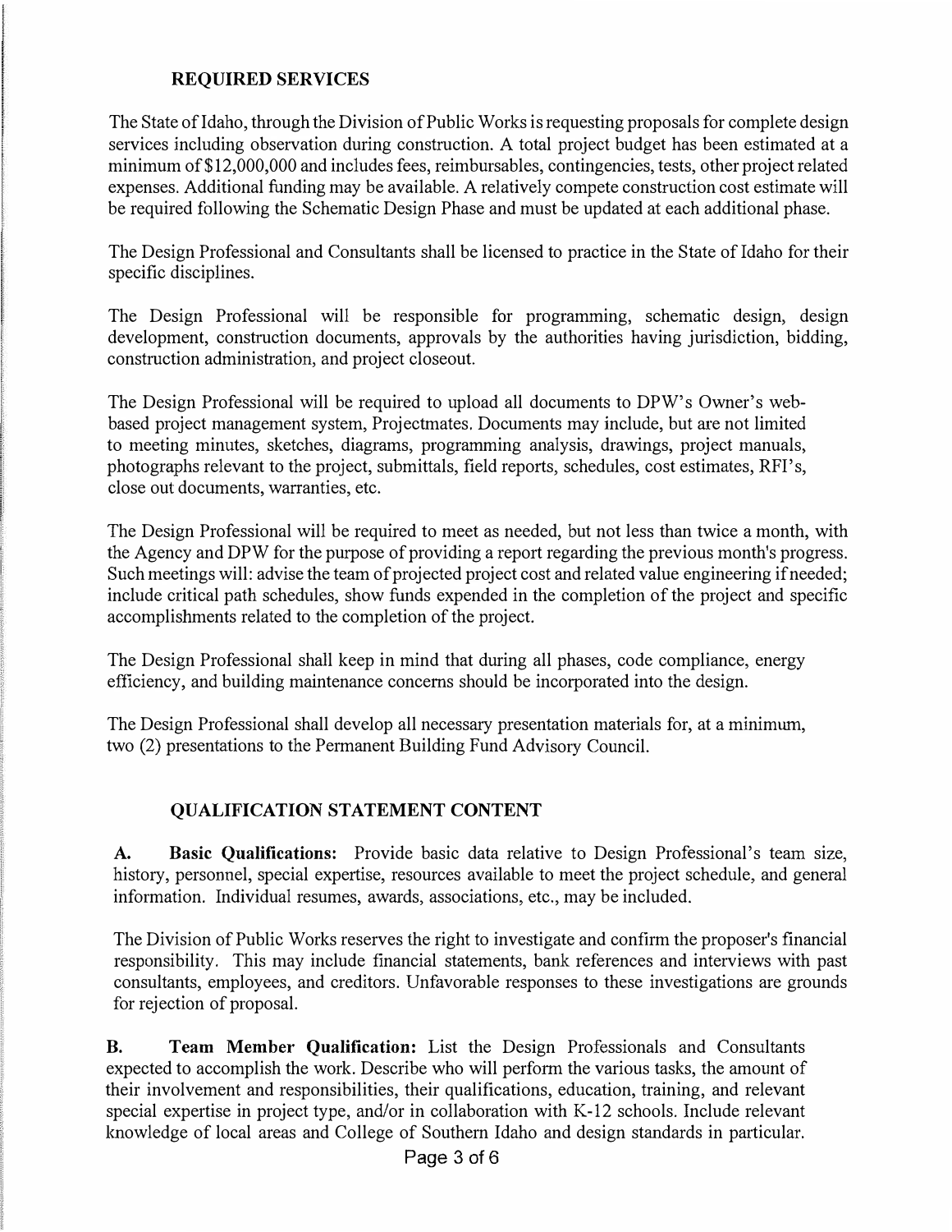## REQUIRED SERVICES

The State of Idaho, through the Division of Public Works is requesting proposals for complete design services including observation during construction. A total project budget has been estimated at a minimum of $12,000,000 and includes fees, reimbursables, contingencies, tests, other project related expenses. Additional funding may be available. A relatively compete construction cost estimate will be required following the Schematic Design Phase and must be updated at each additional phase.

The Design Professional and Consultants shall be licensed to practice in the State of Idaho for their specific disciplines.

The Design Professional will be responsible for programming, schematic design, design development, construction documents, approvals by the authorities having jurisdiction, bidding, construction administration, and project closeout.

The Design Professional will be required to upload all documents to DPW's Owner's web-based project management system, Projectmates. Documents may include, but are not limited to meeting minutes, sketches, diagrams, programming analysis, drawings, project manuals, photographs relevant to the project, submittals, field reports, schedules, cost estimates, RFI's, close out documents, warranties, etc.

The Design Professional will be required to meet as needed, but not less than twice a month, with the Agency and DPW for the purpose of providing a report regarding the previous month's progress. Such meetings will: advise the team of projected project cost and related value engineering if needed; include critical path schedules, show funds expended in the completion of the project and specific accomplishments related to the completion of the project.

The Design Professional shall keep in mind that during all phases, code compliance, energy efficiency, and building maintenance concerns should be incorporated into the design.

The Design Professional shall develop all necessary presentation materials for, at a minimum, two (2) presentations to the Permanent Building Fund Advisory Council.

## QUALIFICATION STATEMENT CONTENT

**A. Basic Qualifications:** Provide basic data relative to Design Professional's team size, history, personnel, special expertise, resources available to meet the project schedule, and general information. Individual resumes, awards, associations, etc., may be included.

The Division of Public Works reserves the right to investigate and confirm the proposer's financial responsibility. This may include financial statements, bank references and interviews with past consultants, employees, and creditors. Unfavorable responses to these investigations are grounds for rejection of proposal.

**B. Team Member Qualification:** List the Design Professionals and Consultants expected to accomplish the work. Describe who will perform the various tasks, the amount of their involvement and responsibilities, their qualifications, education, training, and relevant special expertise in project type, and/or in collaboration with K-12 schools. Include relevant knowledge of local areas and College of Southern Idaho and design standards in particular.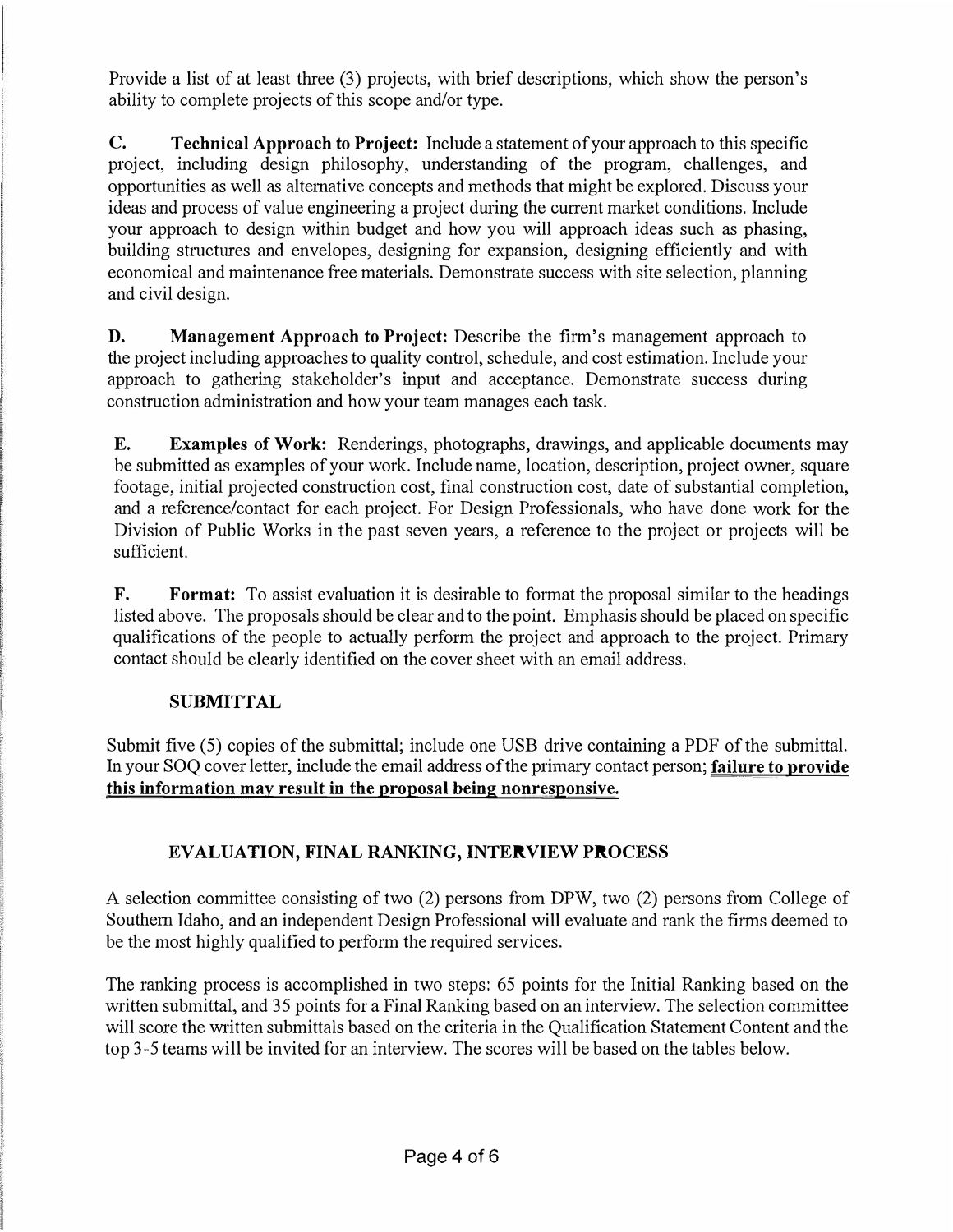Provide a list of at least three (3) projects, with brief descriptions, which show the person's ability to complete projects of this scope and/or type.

**C. Technical Approach to Project:** Include a statement of your approach to this specific project, including design philosophy, understanding of the program, challenges, and opportunities as well as alternative concepts and methods that might be explored. Discuss your ideas and process of value engineering a project during the current market conditions. Include your approach to design within budget and how you will approach ideas such as phasing, building structures and envelopes, designing for expansion, designing efficiently and with economical and maintenance free materials. Demonstrate success with site selection, planning and civil design.

**D. Management Approach to Project:** Describe the firm's management approach to the project including approaches to quality control, schedule, and cost estimation. Include your approach to gathering stakeholder's input and acceptance. Demonstrate success during construction administration and how your team manages each task.

**E. Examples of Work:** Renderings, photographs, drawings, and applicable documents may be submitted as examples of your work. Include name, location, description, project owner, square footage, initial projected construction cost, final construction cost, date of substantial completion, and a reference/contact for each project. For Design Professionals, who have done work for the Division of Public Works in the past seven years, a reference to the project or projects will be sufficient.

**F. Format:** To assist evaluation it is desirable to format the proposal similar to the headings listed above. The proposals should be clear and to the point. Emphasis should be placed on specific qualifications of the people to actually perform the project and approach to the project. Primary contact should be clearly identified on the cover sheet with an email address.

## SUBMITTAL

Submit five (5) copies of the submittal; include one USB drive containing a PDF of the submittal. In your SOQ cover letter, include the email address of the primary contact person; **failure to provide this information may result in the proposal being nonresponsive.**

## EVALUATION, FINAL RANKING, INTERVIEW PROCESS

A selection committee consisting of two (2) persons from DPW, two (2) persons from College of Southern Idaho, and an independent Design Professional will evaluate and rank the firms deemed to be the most highly qualified to perform the required services.

The ranking process is accomplished in two steps: 65 points for the Initial Ranking based on the written submittal, and 35 points for a Final Ranking based on an interview. The selection committee will score the written submittals based on the criteria in the Qualification Statement Content and the top 3-5 teams will be invited for an interview. The scores will be based on the tables below.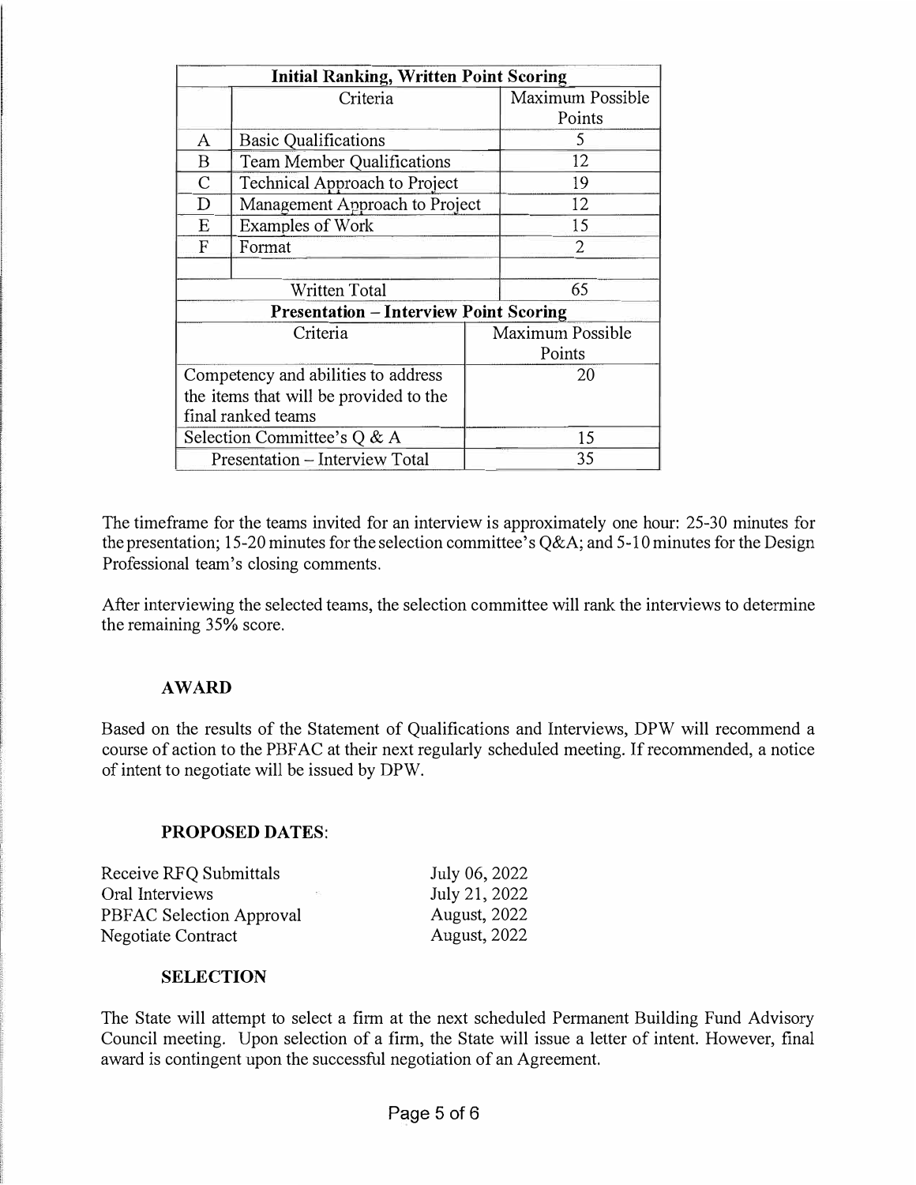| Initial Ranking, Written Point Scoring | | |
|---|---|---|
| | Criteria | Maximum Possible Points |
| A | Basic Qualifications | 5 |
| B | Team Member Qualifications | 12 |
| C | Technical Approach to Project | 19 |
| D | Management Approach to Project | 12 |
| E | Examples of Work | 15 |
| F | Format | 2 |
| | | |
| Written Total | | 65 |

| Presentation – Interview Point Scoring | |
|---|---|
| Criteria | Maximum Possible Points |
| Competency and abilities to address the items that will be provided to the final ranked teams | 20 |
| Selection Committee's Q & A | 15 |
| Presentation – Interview Total | 35 |

The timeframe for the teams invited for an interview is approximately one hour: 25-30 minutes for the presentation; 15-20 minutes for the selection committee's Q&A; and 5-10 minutes for the Design Professional team's closing comments.

After interviewing the selected teams, the selection committee will rank the interviews to determine the remaining 35% score.

## AWARD

Based on the results of the Statement of Qualifications and Interviews, DPW will recommend a course of action to the PBFAC at their next regularly scheduled meeting. If recommended, a notice of intent to negotiate will be issued by DPW.

## PROPOSED DATES:

| | |
|---|---|
| Receive RFQ Submittals | July 06, 2022 |
| Oral Interviews | July 21, 2022 |
| PBFAC Selection Approval | August, 2022 |
| Negotiate Contract | August, 2022 |

## SELECTION

The State will attempt to select a firm at the next scheduled Permanent Building Fund Advisory Council meeting. Upon selection of a firm, the State will issue a letter of intent. However, final award is contingent upon the successful negotiation of an Agreement.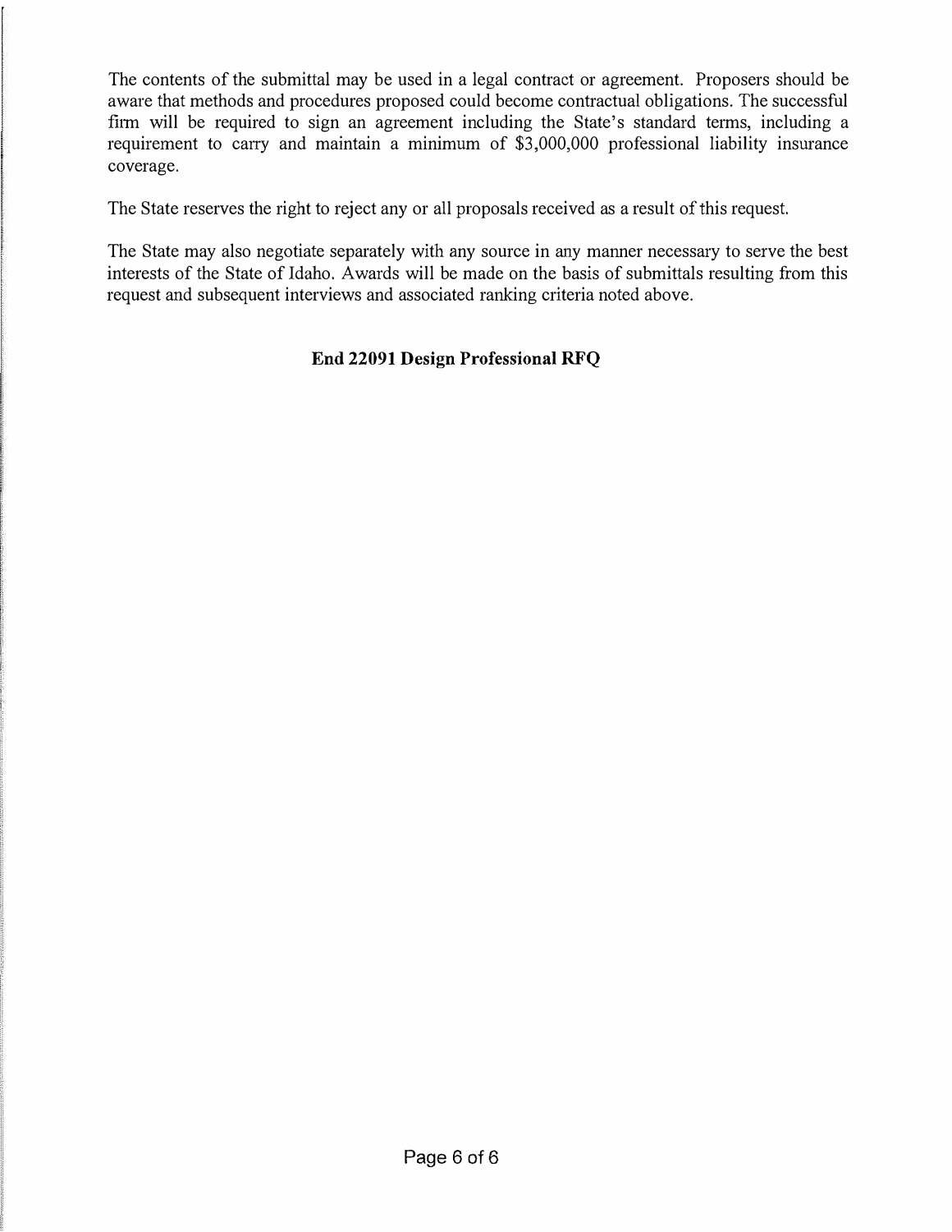The contents of the submittal may be used in a legal contract or agreement. Proposers should be aware that methods and procedures proposed could become contractual obligations. The successful firm will be required to sign an agreement including the State's standard terms, including a requirement to carry and maintain a minimum of $3,000,000 professional liability insurance coverage.

The State reserves the right to reject any or all proposals received as a result of this request.

The State may also negotiate separately with any source in any manner necessary to serve the best interests of the State of Idaho. Awards will be made on the basis of submittals resulting from this request and subsequent interviews and associated ranking criteria noted above.

**End 22091 Design Professional RFQ**